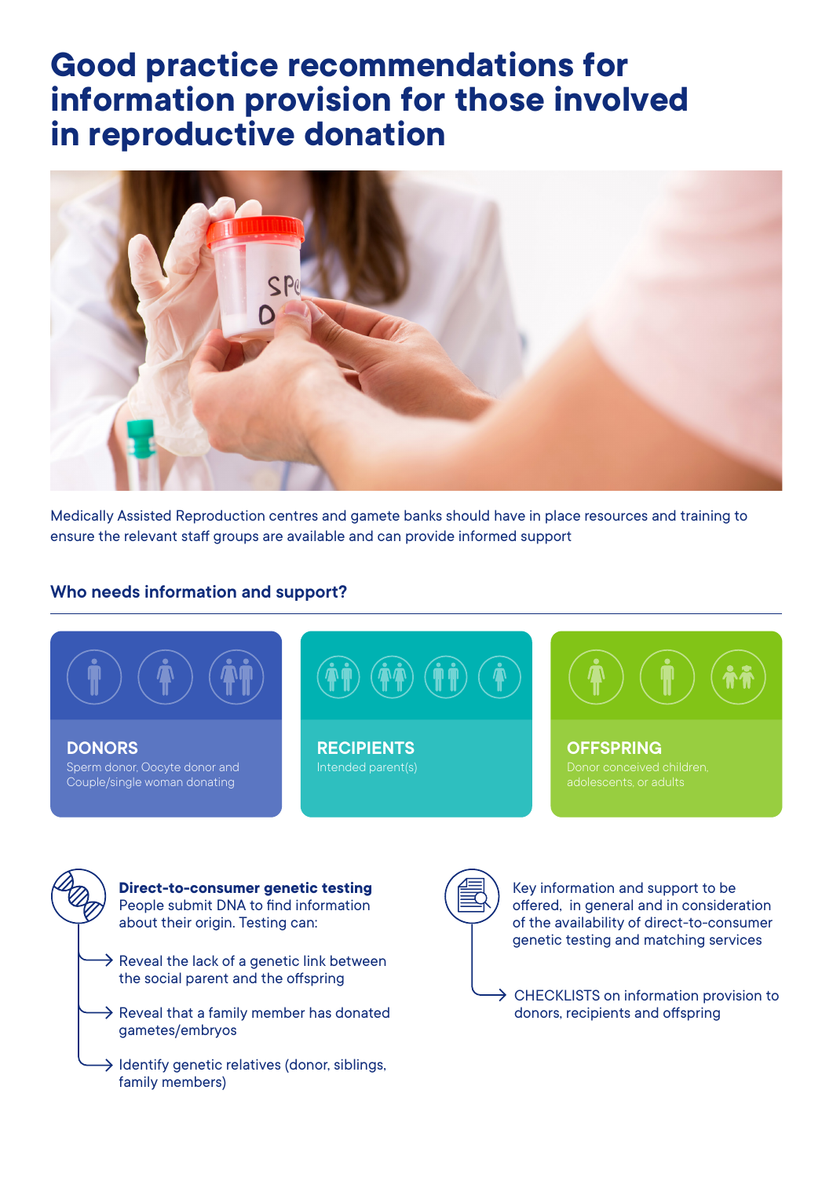# Good practice recommendations for information provision for those involved in reproductive donation

Medically Assisted Reproduction centres and gamete banks should have in place resources and training to ensure the relevant staff groups are available and can provide informed support

## Who needs information and support?

**DONORS**
Sperm donor, Oocyte donor and Couple/single woman donating

**RECIPIENTS**
Intended parent(s)

**OFFSPRING**
Donor conceived children, adolescents, or adults

**Direct-to-consumer genetic testing**
People submit DNA to find information about their origin. Testing can:

- Reveal the lack of a genetic link between the social parent and the offspring
- Reveal that a family member has donated gametes/embryos
- Identify genetic relatives (donor, siblings, family members)

Key information and support to be offered, in general and in consideration of the availability of direct-to-consumer genetic testing and matching services

- CHECKLISTS on information provision to donors, recipients and offspring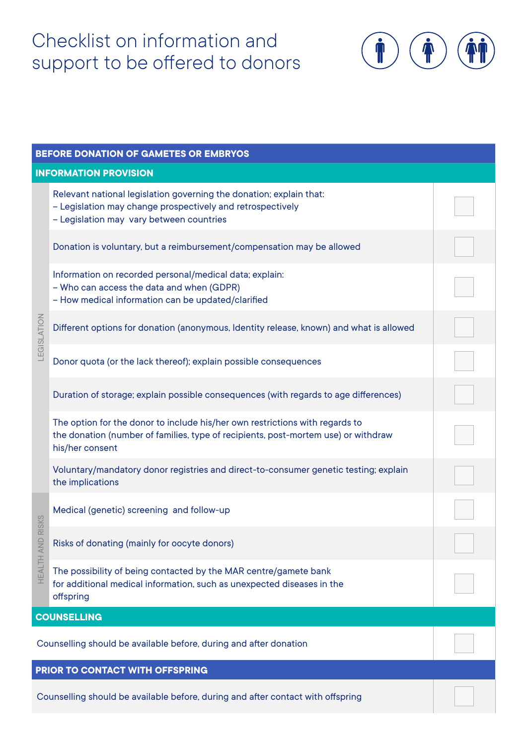# Checklist on information and support to be offered to donors

| BEFORE DONATION OF GAMETES OR EMBRYOS | | |
|---|---|---|
| **INFORMATION PROVISION** | | |
| LEGISLATION | Relevant national legislation governing the donation; explain that:<br>– Legislation may change prospectively and retrospectively<br>– Legislation may vary between countries | ☐ |
| | Donation is voluntary, but a reimbursement/compensation may be allowed | ☐ |
| | Information on recorded personal/medical data; explain:<br>– Who can access the data and when (GDPR)<br>– How medical information can be updated/clarified | ☐ |
| | Different options for donation (anonymous, Identity release, known) and what is allowed | ☐ |
| | Donor quota (or the lack thereof); explain possible consequences | ☐ |
| | Duration of storage; explain possible consequences (with regards to age differences) | ☐ |
| | The option for the donor to include his/her own restrictions with regards to the donation (number of families, type of recipients, post-mortem use) or withdraw his/her consent | ☐ |
| | Voluntary/mandatory donor registries and direct-to-consumer genetic testing; explain the implications | ☐ |
| HEALTH AND RISKS | Medical (genetic) screening and follow-up | ☐ |
| | Risks of donating (mainly for oocyte donors) | ☐ |
| | The possibility of being contacted by the MAR centre/gamete bank for additional medical information, such as unexpected diseases in the offspring | ☐ |
| **COUNSELLING** | | |
| Counselling should be available before, during and after donation | | ☐ |
| **PRIOR TO CONTACT WITH OFFSPRING** | | |
| Counselling should be available before, during and after contact with offspring | | ☐ |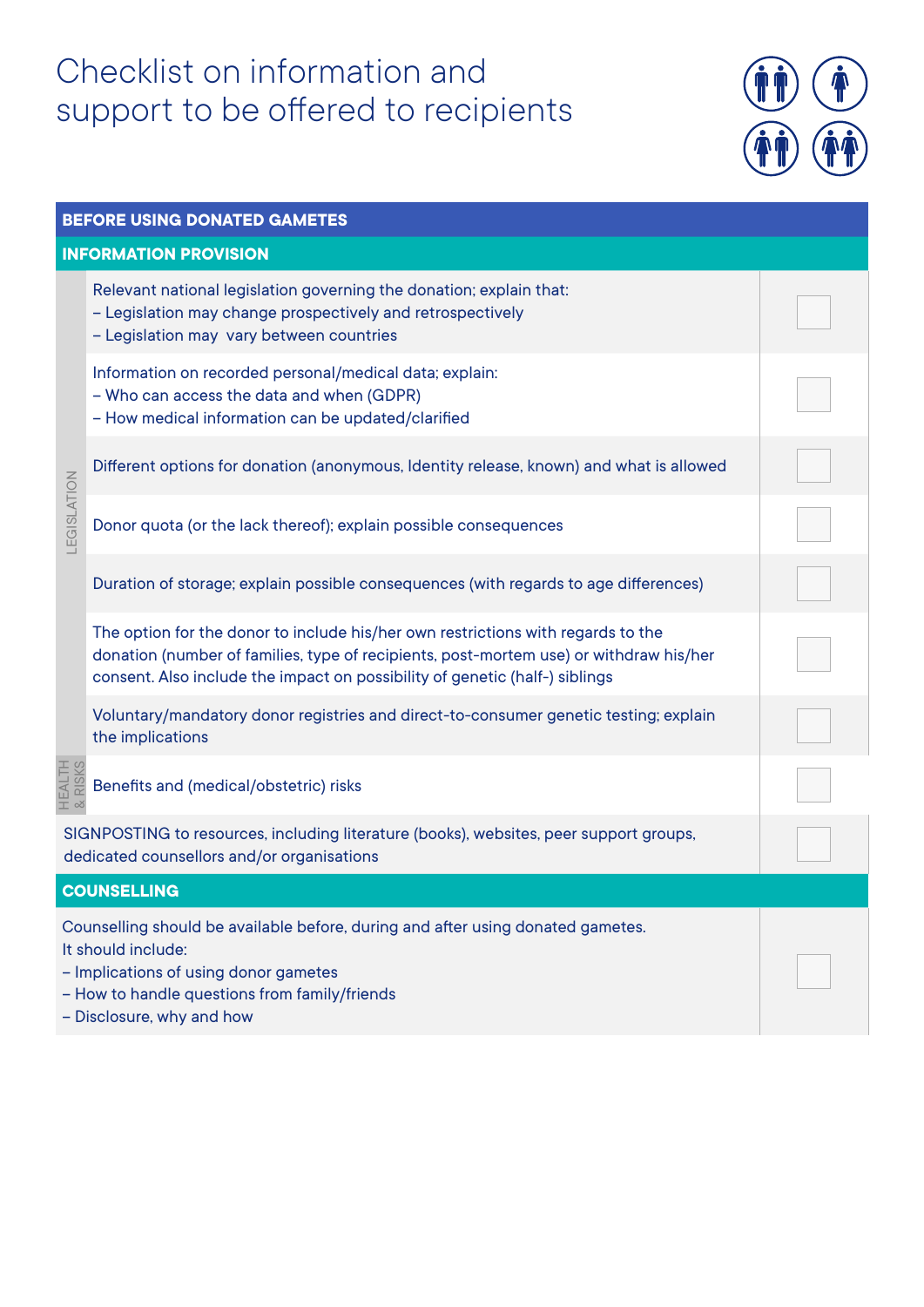# Checklist on information and support to be offered to recipients

| BEFORE USING DONATED GAMETES | | |
|---|---|---|
| **INFORMATION PROVISION** | | |
| LEGISLATION | Relevant national legislation governing the donation; explain that:<br>– Legislation may change prospectively and retrospectively<br>– Legislation may vary between countries | ☐ |
| | Information on recorded personal/medical data; explain:<br>– Who can access the data and when (GDPR)<br>– How medical information can be updated/clarified | ☐ |
| | Different options for donation (anonymous, Identity release, known) and what is allowed | ☐ |
| | Donor quota (or the lack thereof); explain possible consequences | ☐ |
| | Duration of storage; explain possible consequences (with regards to age differences) | ☐ |
| | The option for the donor to include his/her own restrictions with regards to the donation (number of families, type of recipients, post-mortem use) or withdraw his/her consent. Also include the impact on possibility of genetic (half-) siblings | ☐ |
| | Voluntary/mandatory donor registries and direct-to-consumer genetic testing; explain the implications | ☐ |
| HEALTH & RISKS | Benefits and (medical/obstetric) risks | ☐ |
| SIGNPOSTING to resources, including literature (books), websites, peer support groups, dedicated counsellors and/or organisations | | ☐ |
| **COUNSELLING** | | |
| Counselling should be available before, during and after using donated gametes.<br>It should include:<br>– Implications of using donor gametes<br>– How to handle questions from family/friends<br>– Disclosure, why and how | | ☐ |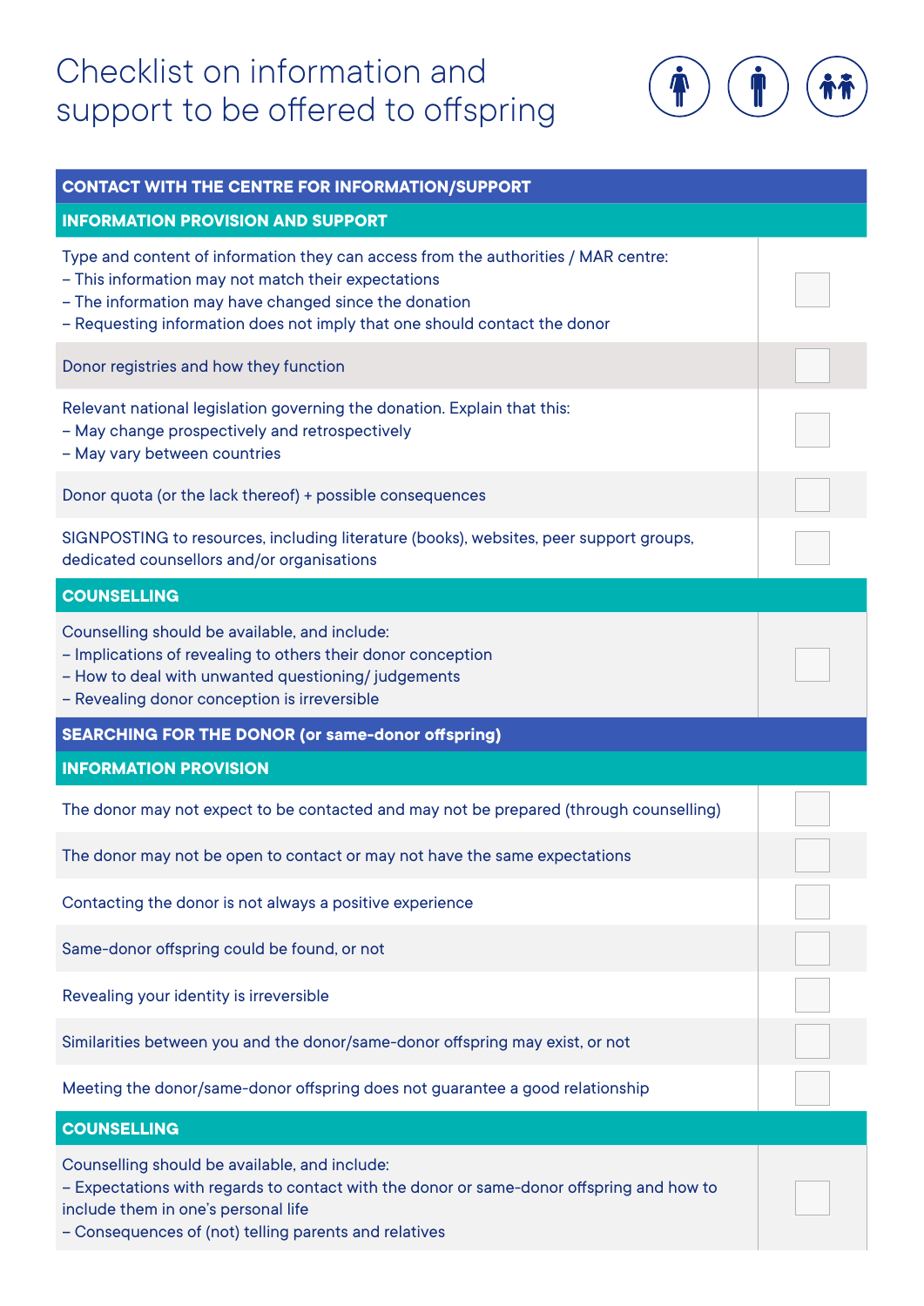# Checklist on information and support to be offered to offspring

| | |
|---|---|
| **CONTACT WITH THE CENTRE FOR INFORMATION/SUPPORT** | |
| **INFORMATION PROVISION AND SUPPORT** | |
| Type and content of information they can access from the authorities / MAR centre:<br>– This information may not match their expectations<br>– The information may have changed since the donation<br>– Requesting information does not imply that one should contact the donor | ☐ |
| Donor registries and how they function | ☐ |
| Relevant national legislation governing the donation. Explain that this:<br>– May change prospectively and retrospectively<br>– May vary between countries | ☐ |
| Donor quota (or the lack thereof) + possible consequences | ☐ |
| SIGNPOSTING to resources, including literature (books), websites, peer support groups, dedicated counsellors and/or organisations | ☐ |
| **COUNSELLING** | |
| Counselling should be available, and include:<br>– Implications of revealing to others their donor conception<br>– How to deal with unwanted questioning/ judgements<br>– Revealing donor conception is irreversible | ☐ |
| **SEARCHING FOR THE DONOR (or same-donor offspring)** | |
| **INFORMATION PROVISION** | |
| The donor may not expect to be contacted and may not be prepared (through counselling) | ☐ |
| The donor may not be open to contact or may not have the same expectations | ☐ |
| Contacting the donor is not always a positive experience | ☐ |
| Same-donor offspring could be found, or not | ☐ |
| Revealing your identity is irreversible | ☐ |
| Similarities between you and the donor/same-donor offspring may exist, or not | ☐ |
| Meeting the donor/same-donor offspring does not guarantee a good relationship | ☐ |
| **COUNSELLING** | |
| Counselling should be available, and include:<br>– Expectations with regards to contact with the donor or same-donor offspring and how to include them in one's personal life<br>– Consequences of (not) telling parents and relatives | ☐ |